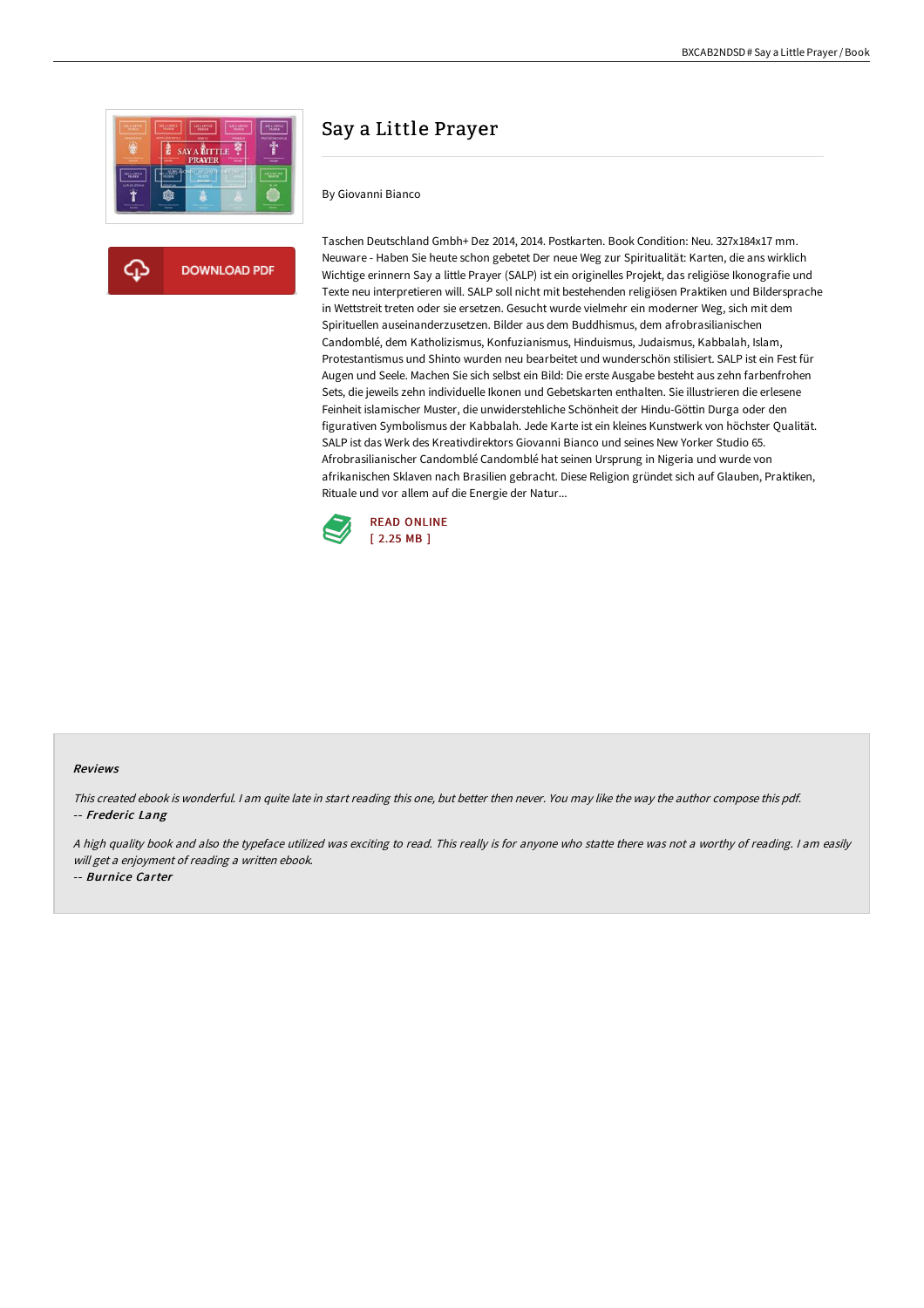# Say a Little Prayer

By Giovanni Bianco

Taschen Deutschland Gmbh+ Dez 2014, 2014. Postkarten. Book Condition: Neu. 327x184x17 mm. Neuware - Haben Sie heute schon gebetet Der neue Weg zur Spiritualität: Karten, die ans wirklich Wichtige erinnern Say a little Prayer (SALP) ist ein originelles Projekt, das religiöse Ikonografie und Texte neu interpretieren will. SALP soll nicht mit bestehenden religiösen Praktiken und Bildersprache in Wettstreit treten oder sie ersetzen. Gesucht wurde vielmehr ein moderner Weg, sich mit dem Spirituellen auseinanderzusetzen. Bilder aus dem Buddhismus, dem afrobrasilianischen Candomblé, dem Katholizismus, Konfuzianismus, Hinduismus, Judaismus, Kabbalah, Islam, Protestantismus und Shinto wurden neu bearbeitet und wunderschön stilisiert. SALP ist ein Fest für Augen und Seele. Machen Sie sich selbst ein Bild: Die erste Ausgabe besteht aus zehn farbenfrohen Sets, die jeweils zehn individuelle Ikonen und Gebetskarten enthalten. Sie illustrieren die erlesene Feinheit islamischer Muster, die unwiderstehliche Schönheit der Hindu-Göttin Durga oder den figurativen Symbolismus der Kabbalah. Jede Karte ist ein kleines Kunstwerk von höchster Qualität. SALP ist das Werk des Kreativdirektors Giovanni Bianco und seines New Yorker Studio 65. Afrobrasilianischer Candomblé Candomblé hat seinen Ursprung in Nigeria und wurde von afrikanischen Sklaven nach Brasilien gebracht. Diese Religion gründet sich auf Glauben, Praktiken, Rituale und vor allem auf die Energie der Natur...

READ ONLINE
[ 2.25 MB ]

## Reviews

*This created ebook is wonderful. I am quite late in start reading this one, but better then never. You may like the way the author compose this pdf.*

-- ***Frederic Lang***

*A high quality book and also the typeface utilized was exciting to read. This really is for anyone who statte there was not a worthy of reading. I am easily will get a enjoyment of reading a written ebook.*

-- ***Burnice Carter***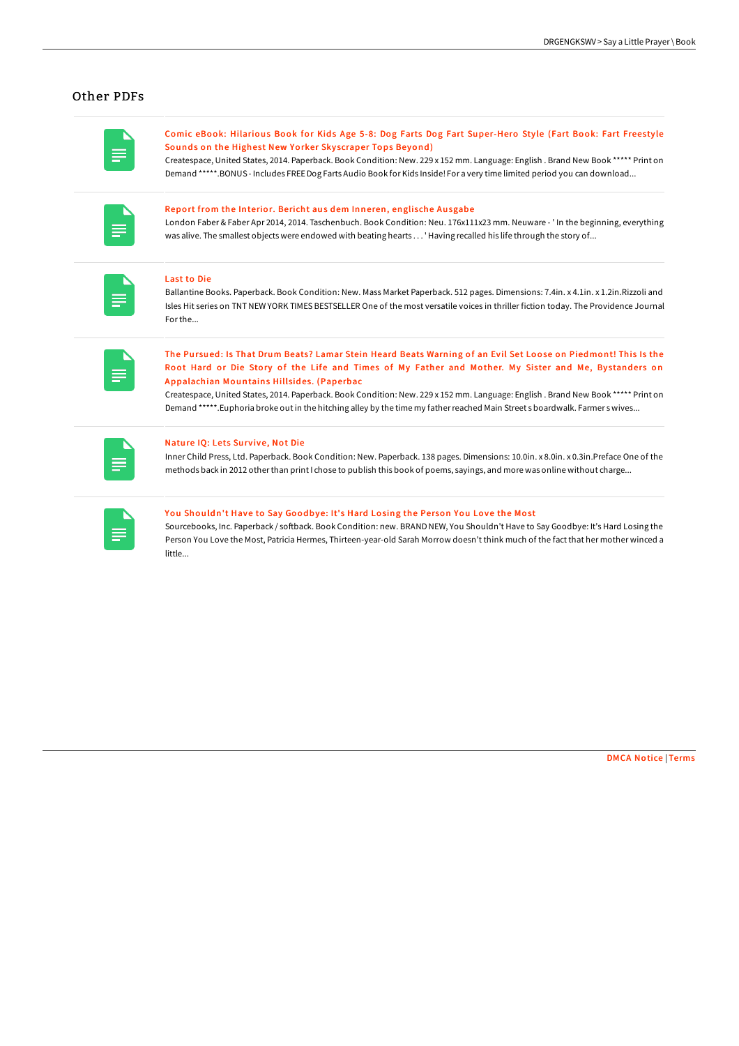## Other PDFs

**Comic eBook: Hilarious Book for Kids Age 5-8: Dog Farts Dog Fart Super-Hero Style (Fart Book: Fart Freestyle Sounds on the Highest New Yorker Skyscraper Tops Beyond)**

Createspace, United States, 2014. Paperback. Book Condition: New. 229 x 152 mm. Language: English . Brand New Book ***** Print on Demand *****.BONUS - Includes FREE Dog Farts Audio Book for Kids Inside! For a very time limited period you can download...

**Report from the Interior. Bericht aus dem Inneren, englische Ausgabe**

London Faber & Faber Apr 2014, 2014. Taschenbuch. Book Condition: Neu. 176x111x23 mm. Neuware - ' In the beginning, everything was alive. The smallest objects were endowed with beating hearts . . . ' Having recalled his life through the story of...

**Last to Die**

Ballantine Books. Paperback. Book Condition: New. Mass Market Paperback. 512 pages. Dimensions: 7.4in. x 4.1in. x 1.2in.Rizzoli and Isles Hit series on TNT NEW YORK TIMES BESTSELLER One of the most versatile voices in thriller fiction today. The Providence Journal For the...

**The Pursued: Is That Drum Beats? Lamar Stein Heard Beats Warning of an Evil Set Loose on Piedmont! This Is the Root Hard or Die Story of the Life and Times of My Father and Mother. My Sister and Me, Bystanders on Appalachian Mountains Hillsides. (Paperbac**

Createspace, United States, 2014. Paperback. Book Condition: New. 229 x 152 mm. Language: English . Brand New Book ***** Print on Demand *****.Euphoria broke out in the hitching alley by the time my father reached Main Street s boardwalk. Farmer s wives...

**Nature IQ: Lets Survive, Not Die**

Inner Child Press, Ltd. Paperback. Book Condition: New. Paperback. 138 pages. Dimensions: 10.0in. x 8.0in. x 0.3in.Preface One of the methods back in 2012 other than print I chose to publish this book of poems, sayings, and more was online without charge...

**You Shouldn't Have to Say Goodbye: It's Hard Losing the Person You Love the Most**

Sourcebooks, Inc. Paperback / softback. Book Condition: new. BRAND NEW, You Shouldn't Have to Say Goodbye: It's Hard Losing the Person You Love the Most, Patricia Hermes, Thirteen-year-old Sarah Morrow doesn't think much of the fact that her mother winced a little...

DMCA Notice | Terms